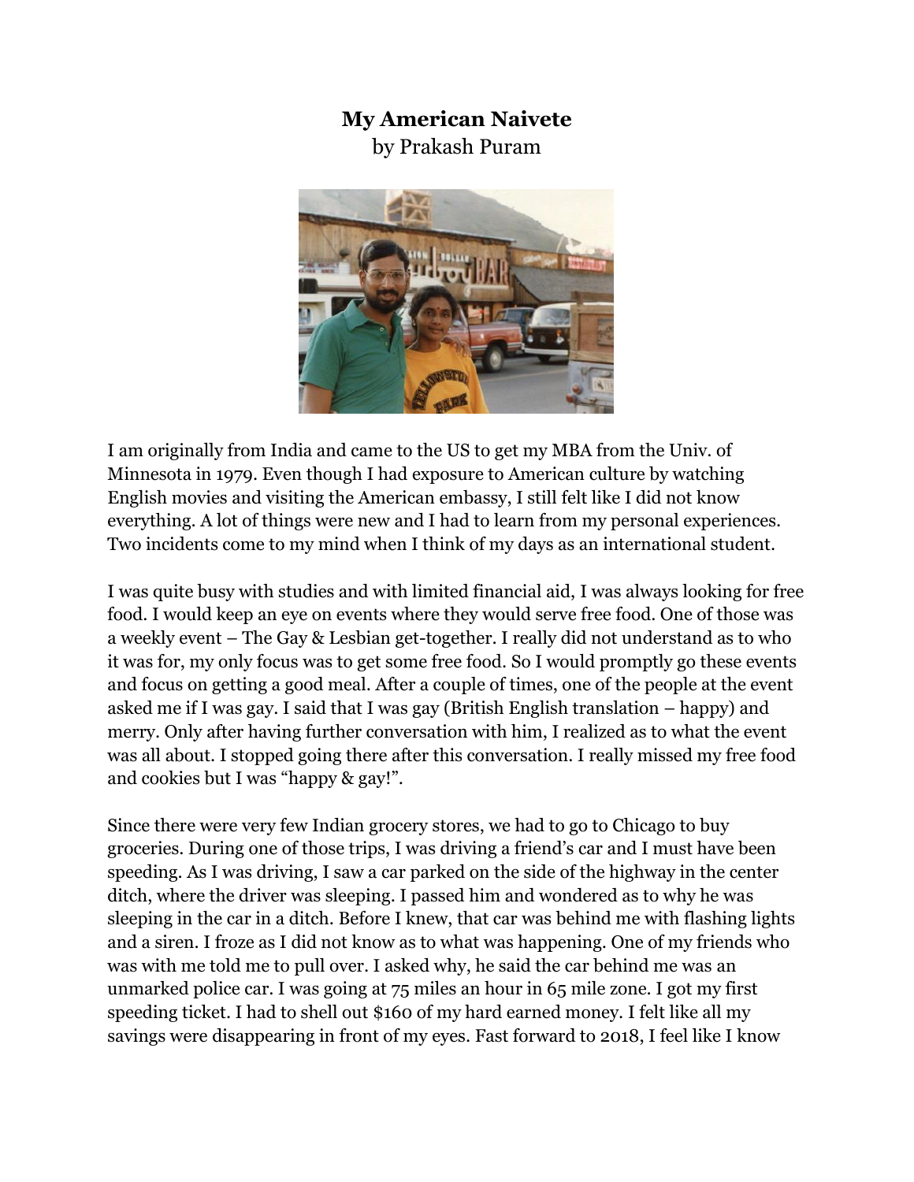# My American Naivete

by Prakash Puram

I am originally from India and came to the US to get my MBA from the Univ. of Minnesota in 1979. Even though I had exposure to American culture by watching English movies and visiting the American embassy, I still felt like I did not know everything. A lot of things were new and I had to learn from my personal experiences. Two incidents come to my mind when I think of my days as an international student.

I was quite busy with studies and with limited financial aid, I was always looking for free food. I would keep an eye on events where they would serve free food. One of those was a weekly event – The Gay & Lesbian get-together. I really did not understand as to who it was for, my only focus was to get some free food. So I would promptly go these events and focus on getting a good meal. After a couple of times, one of the people at the event asked me if I was gay. I said that I was gay (British English translation – happy) and merry. Only after having further conversation with him, I realized as to what the event was all about. I stopped going there after this conversation. I really missed my free food and cookies but I was "happy & gay!".

Since there were very few Indian grocery stores, we had to go to Chicago to buy groceries. During one of those trips, I was driving a friend's car and I must have been speeding. As I was driving, I saw a car parked on the side of the highway in the center ditch, where the driver was sleeping. I passed him and wondered as to why he was sleeping in the car in a ditch. Before I knew, that car was behind me with flashing lights and a siren. I froze as I did not know as to what was happening. One of my friends who was with me told me to pull over. I asked why, he said the car behind me was an unmarked police car. I was going at 75 miles an hour in 65 mile zone. I got my first speeding ticket. I had to shell out $160 of my hard earned money. I felt like all my savings were disappearing in front of my eyes. Fast forward to 2018, I feel like I know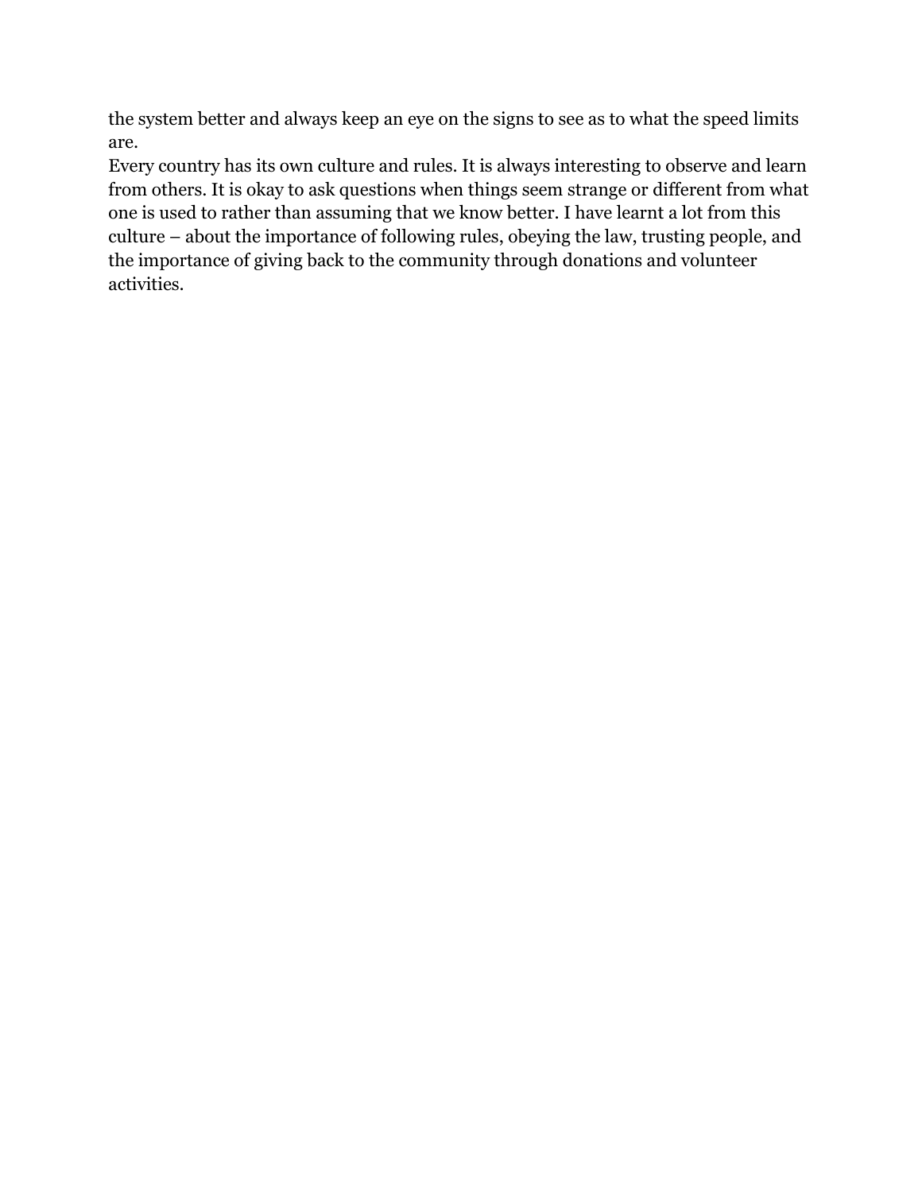the system better and always keep an eye on the signs to see as to what the speed limits are.

Every country has its own culture and rules. It is always interesting to observe and learn from others. It is okay to ask questions when things seem strange or different from what one is used to rather than assuming that we know better. I have learnt a lot from this culture – about the importance of following rules, obeying the law, trusting people, and the importance of giving back to the community through donations and volunteer activities.